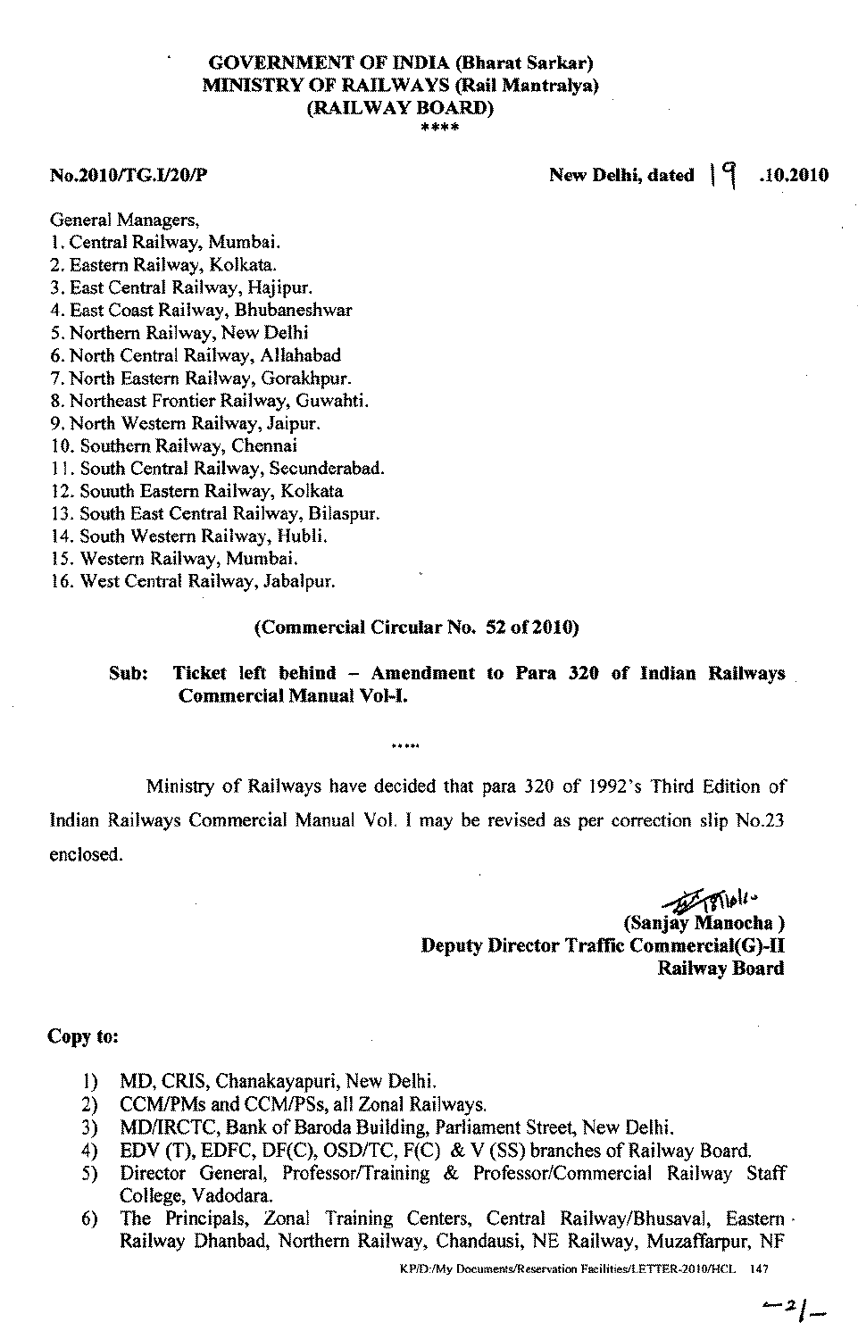# GOVERNMENT OF INDIA (Bharat Sarkar)
# MINISTRY OF RAILWAYS (Rail Mantralya)
# (RAILWAY BOARD)

****

**No.2010/TG.I/20/P** **New Delhi, dated 19 .10.2010**

General Managers,
1. Central Railway, Mumbai.
2. Eastern Railway, Kolkata.
3. East Central Railway, Hajipur.
4. East Coast Railway, Bhubaneshwar
5. Northern Railway, New Delhi
6. North Central Railway, Allahabad
7. North Eastern Railway, Gorakhpur.
8. Northeast Frontier Railway, Guwahti.
9. North Western Railway, Jaipur.
10. Southern Railway, Chennai
11. South Central Railway, Secunderabad.
12. Souuth Eastern Railway, Kolkata
13. South East Central Railway, Bilaspur.
14. South Western Railway, Hubli.
15. Western Railway, Mumbai.
16. West Central Railway, Jabalpur.

**(Commercial Circular No. 52 of 2010)**

**Sub: Ticket left behind – Amendment to Para 320 of Indian Railways Commercial Manual Vol-I.**

.....

Ministry of Railways have decided that para 320 of 1992's Third Edition of Indian Railways Commercial Manual Vol. I may be revised as per correction slip No.23 enclosed.

**(Sanjay Manocha)**
**Deputy Director Traffic Commercial(G)-II**
**Railway Board**

**Copy to:**

1) MD, CRIS, Chanakayapuri, New Delhi.
2) CCM/PMs and CCM/PSs, all Zonal Railways.
3) MD/IRCTC, Bank of Baroda Building, Parliament Street, New Delhi.
4) EDV (T), EDFC, DF(C), OSD/TC, F(C) & V (SS) branches of Railway Board.
5) Director General, Professor/Training & Professor/Commercial Railway Staff College, Vadodara.
6) The Principals, Zonal Training Centers, Central Railway/Bhusaval, Eastern Railway Dhanbad, Northern Railway, Chandausi, NE Railway, Muzaffarpur, NF

KP/D:/My Documents/Reservation Facilities/LETTER-2010/HCL 147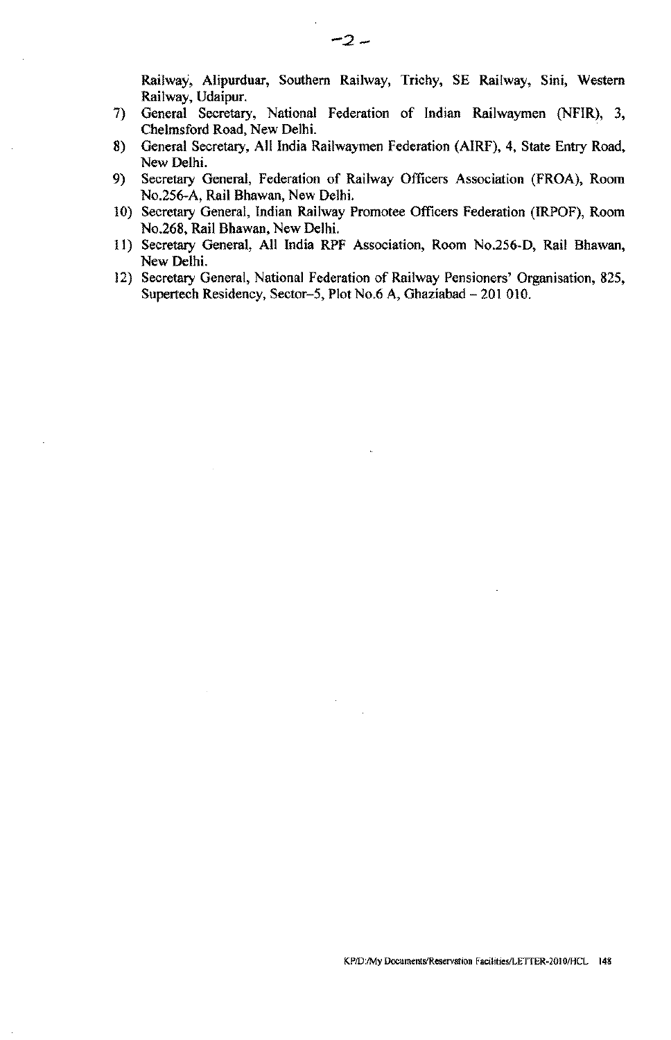Railway, Alipurduar, Southern Railway, Trichy, SE Railway, Sini, Western Railway, Udaipur.

7) General Secretary, National Federation of Indian Railwaymen (NFIR), 3, Chelmsford Road, New Delhi.
8) General Secretary, All India Railwaymen Federation (AIRF), 4, State Entry Road, New Delhi.
9) Secretary General, Federation of Railway Officers Association (FROA), Room No.256-A, Rail Bhawan, New Delhi.
10) Secretary General, Indian Railway Promotee Officers Federation (IRPOF), Room No.268, Rail Bhawan, New Delhi.
11) Secretary General, All India RPF Association, Room No.256-D, Rail Bhawan, New Delhi.
12) Secretary General, National Federation of Railway Pensioners' Organisation, 825, Supertech Residency, Sector–5, Plot No.6 A, Ghaziabad – 201 010.

KP/D:/My Documents/Reservation Facilities/LETTER-2010/HCL 148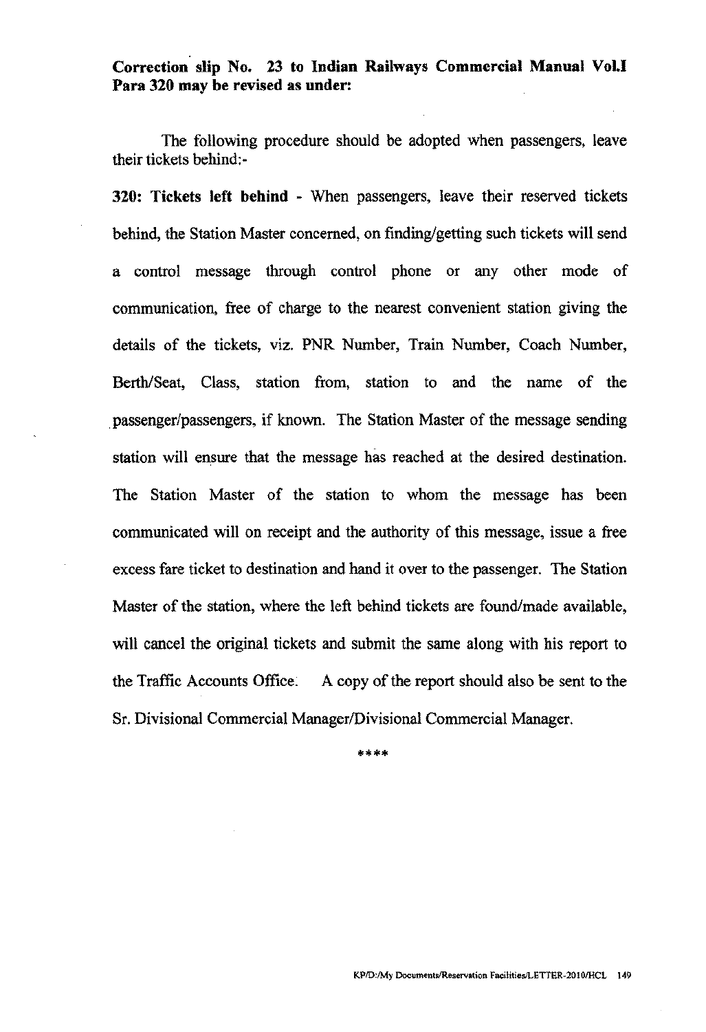**Correction slip No. 23 to Indian Railways Commercial Manual Vol.I Para 320 may be revised as under:**

The following procedure should be adopted when passengers, leave their tickets behind:-

**320: Tickets left behind** - When passengers, leave their reserved tickets behind, the Station Master concerned, on finding/getting such tickets will send a control message through control phone or any other mode of communication, free of charge to the nearest convenient station giving the details of the tickets, viz. PNR Number, Train Number, Coach Number, Berth/Seat, Class, station from, station to and the name of the passenger/passengers, if known. The Station Master of the message sending station will ensure that the message has reached at the desired destination. The Station Master of the station to whom the message has been communicated will on receipt and the authority of this message, issue a free excess fare ticket to destination and hand it over to the passenger. The Station Master of the station, where the left behind tickets are found/made available, will cancel the original tickets and submit the same along with his report to the Traffic Accounts Office. A copy of the report should also be sent to the Sr. Divisional Commercial Manager/Divisional Commercial Manager.

****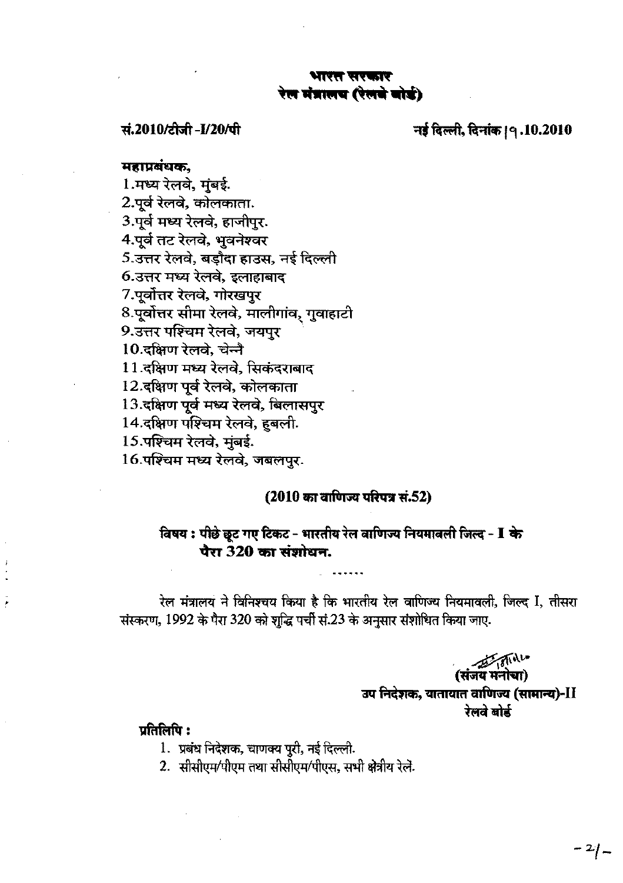**भारत सरकार**
**रेल मंत्रालय (रेलवे बोर्ड)**

**सं.2010/टीजी -I/20/पी** **नई दिल्ली, दिनांक|१.10.2010**

**महाप्रबंधक,**
1.मध्य रेलवे, मुंबई.
2.पूर्व रेलवे, कोलकाता.
3.पूर्व मध्य रेलवे, हाजीपुर.
4.पूर्व तट रेलवे, भुवनेश्वर
5.उत्तर रेलवे, बड़ौदा हाउस, नई दिल्ली
6.उत्तर मध्य रेलवे, इलाहाबाद
7.पूर्वोत्तर रेलवे, गोरखपुर
8.पूर्वोत्तर सीमा रेलवे, मालीगांव, गुवाहाटी
9.उत्तर पश्चिम रेलवे, जयपुर
10.दक्षिण रेलवे, चेन्नै
11.दक्षिण मध्य रेलवे, सिकंदराबाद
12.दक्षिण पूर्व रेलवे, कोलकाता
13.दक्षिण पूर्व मध्य रेलवे, बिलासपुर
14.दक्षिण पश्चिम रेलवे, हुबली.
15.पश्चिम रेलवे, मुंबई.
16.पश्चिम मध्य रेलवे, जबलपुर.

**(2010 का वाणिज्य परिपत्र सं.52)**

**विषय : पीछे छूट गए टिकट - भारतीय रेल वाणिज्य नियमावली जिल्द - I के पैरा 320 का संशोधन.**

......

रेल मंत्रालय ने विनिश्चय किया है कि भारतीय रेल वाणिज्य नियमावली, जिल्द I, तीसरा संस्करण, 1992 के पैरा 320 को शुद्धि पर्ची सं.23 के अनुसार संशोधित किया जाए.

**(संजय मनोचा)**
**उप निदेशक, यातायात वाणिज्य (सामान्य)-II**
**रेलवे बोर्ड**

**प्रतिलिपि :**

1. प्रबंध निदेशक, चाणक्य पुरी, नई दिल्ली.
2. सीसीएम/पीएम तथा सीसीएम/पीएस, सभी क्षेत्रीय रेलें.

-2/-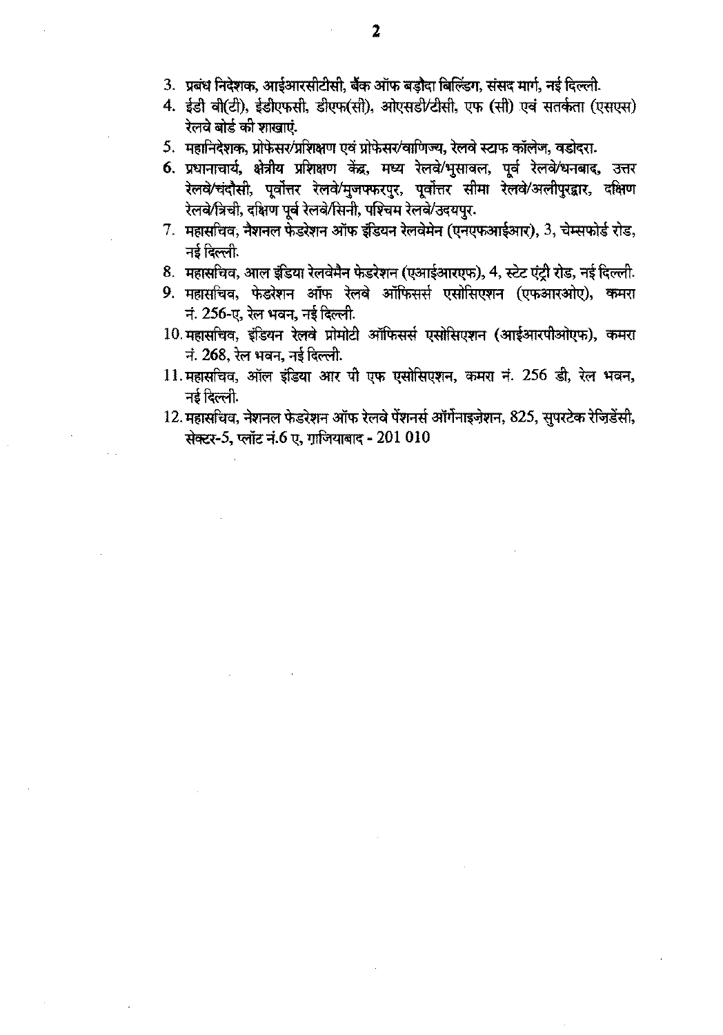3. प्रबंध निदेशक, आईआरसीटीसी, बैंक ऑफ बड़ौदा बिल्डिंग, संसद मार्ग, नई दिल्ली.
4. ईडी वी(टी), ईडीएफसी, डीएफ(सी), ओएसडी/टीसी, एफ (सी) एवं सतर्कता (एसएस) रेलवे बोर्ड की शाखाएं.
5. महानिदेशक, प्रोफेसर/प्रशिक्षण एवं प्रोफेसर/वाणिज्य, रेलवे स्टाफ कॉलेज, वडोदरा.
6. प्रधानाचार्य, क्षेत्रीय प्रशिक्षण केंद्र, मध्य रेलवे/भुसावल, पूर्व रेलवे/धनबाद, उत्तर रेलवे/चंदौसी, पूर्वोत्तर रेलवे/मुजफ्फरपुर, पूर्वोत्तर सीमा रेलवे/अलीपुरद्वार, दक्षिण रेलवे/त्रिची, दक्षिण पूर्व रेलवे/सिनी, पश्चिम रेलवे/उदयपुर.
7. महासचिव, नेशनल फेडरेशन ऑफ इंडियन रेलवेमेन (एनएफआईआर), 3, चेम्सफोर्ड रोड, नई दिल्ली.
8. महासचिव, आल इंडिया रेलवेमैन फेडरेशन (एआईआरएफ), 4, स्टेट एंट्री रोड, नई दिल्ली.
9. महासचिव, फेडरेशन ऑफ रेलवे ऑफिसर्स एसोसिएशन (एफआरओए), कमरा नं. 256-ए, रेल भवन, नई दिल्ली.
10. महासचिव, इंडियन रेलवे प्रोमोटी ऑफिसर्स एसोसिएशन (आईआरपीओएफ), कमरा नं. 268, रेल भवन, नई दिल्ली.
11. महासचिव, ऑल इंडिया आर पी एफ एसोसिएशन, कमरा नं. 256 डी, रेल भवन, नई दिल्ली.
12. महासचिव, नेशनल फेडरेशन ऑफ रेलवे पेंशनर्स ऑर्गेनाइज़ेशन, 825, सुपरटेक रेजिडेंसी, सेक्टर-5, प्लॉट नं.6 ए, ग़ाजियाबाद - 201 010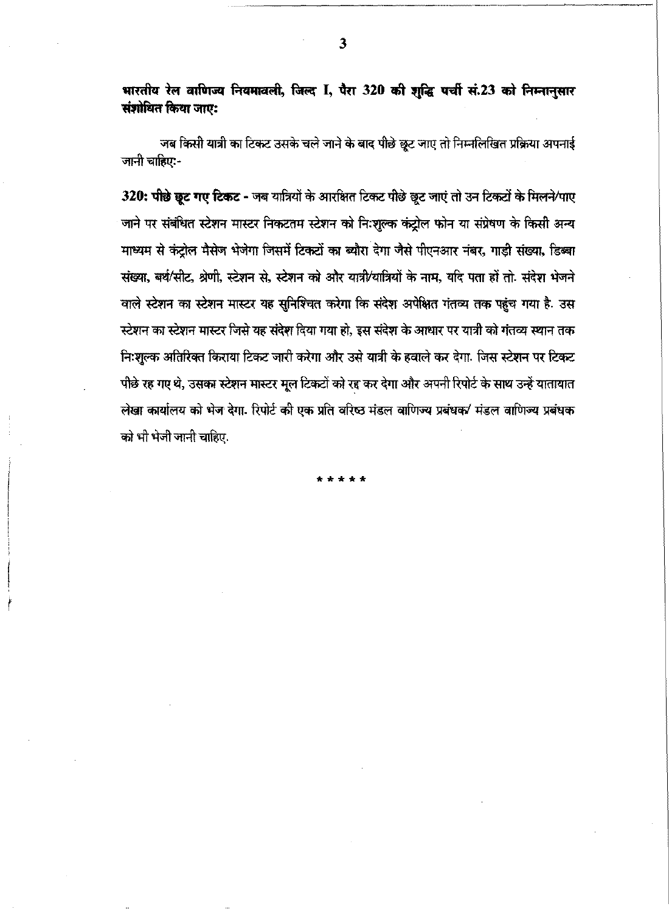**भारतीय रेल वाणिज्य नियमावली, जिल्द I, पैरा 320 की शुद्धि पर्ची सं.23 को निम्नानुसार संशोधित किया जाए:**

जब किसी यात्री का टिकट उसके चले जाने के बाद पीछे छूट जाए तो निम्नलिखित प्रक्रिया अपनाई जानी चाहिए:-

**320: पीछे छूट गए टिकट -** जब यात्रियों के आरक्षित टिकट पीछे छूट जाएं तो उन टिकटों के मिलने/पाए जाने पर संबंधित स्टेशन मास्टर निकटतम स्टेशन को निःशुल्क कंट्रोल फोन या संप्रेषण के किसी अन्य माध्यम से कंट्रोल मैसेज भेजेगा जिसमें टिकटों का ब्यौरा देगा जैसे पीएनआर नंबर, गाड़ी संख्या, डिब्बा संख्या, बर्थ/सीट, श्रेणी, स्टेशन से, स्टेशन को और यात्री/यात्रियों के नाम, यदि पता हों तो. संदेश भेजने वाले स्टेशन का स्टेशन मास्टर यह सुनिश्चित करेगा कि संदेश अपेक्षित गंतव्य तक पहुंच गया है. उस स्टेशन का स्टेशन मास्टर जिसे यह संदेश दिया गया हो, इस संदेश के आधार पर यात्री को गंतव्य स्थान तक निःशुल्क अतिरिक्त किराया टिकट जारी करेगा और उसे यात्री के हवाले कर देगा. जिस स्टेशन पर टिकट पीछे रह गए थे, उसका स्टेशन मास्टर मूल टिकटों को रद्द कर देगा और अपनी रिपोर्ट के साथ उन्हें यातायात लेखा कार्यालय को भेज देगा. रिपोर्ट की एक प्रति वरिष्ठ मंडल वाणिज्य प्रबंधक/ मंडल वाणिज्य प्रबंधक को भी भेजी जानी चाहिए.

* * * * *